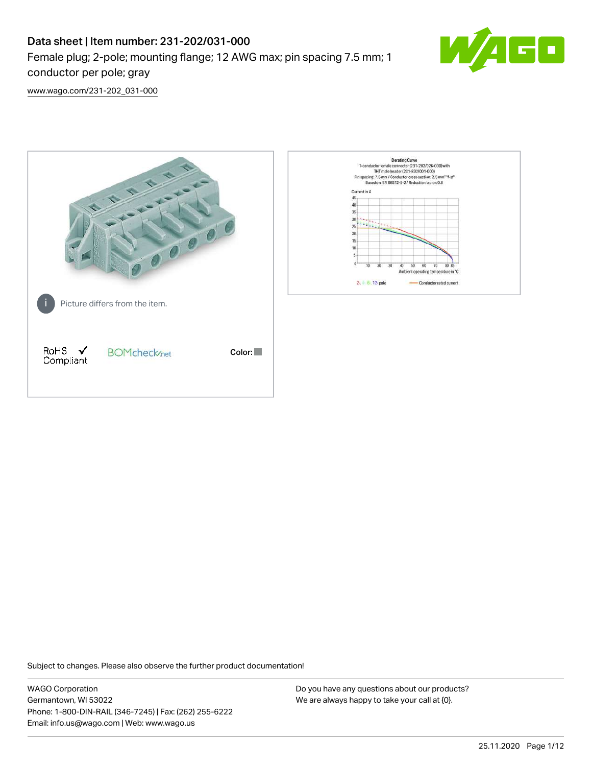# Data sheet | Item number: 231-202/031-000

Female plug; 2-pole; mounting flange; 12 AWG max; pin spacing 7.5 mm; 1 conductor per pole; gray

www.wago.com/231-202_031-000

Picture differs from the item.

RoHS Compliant

BOMcheck.net

Color:

Derating Curve

1-conductor female connector (231-202/026-000) with THT male header (231-832/001-000)

Pin spacing: 7.5 mm / Conductor cross-section: 2.5 mm² "f-st"

Based on: EN 60512-5-2 / Reduction factor: 0.8

Current in A

Ambient operating temperature in °C

2-, 4-, 6-, 12-pole

Conductor rated current

Subject to changes. Please also observe the further product documentation!

WAGO Corporation
Germantown, WI 53022
Phone: 1-800-DIN-RAIL (346-7245) | Fax: (262) 255-6222
Email: info.us@wago.com | Web: www.wago.us

Do you have any questions about our products?
We are always happy to take your call at {0}.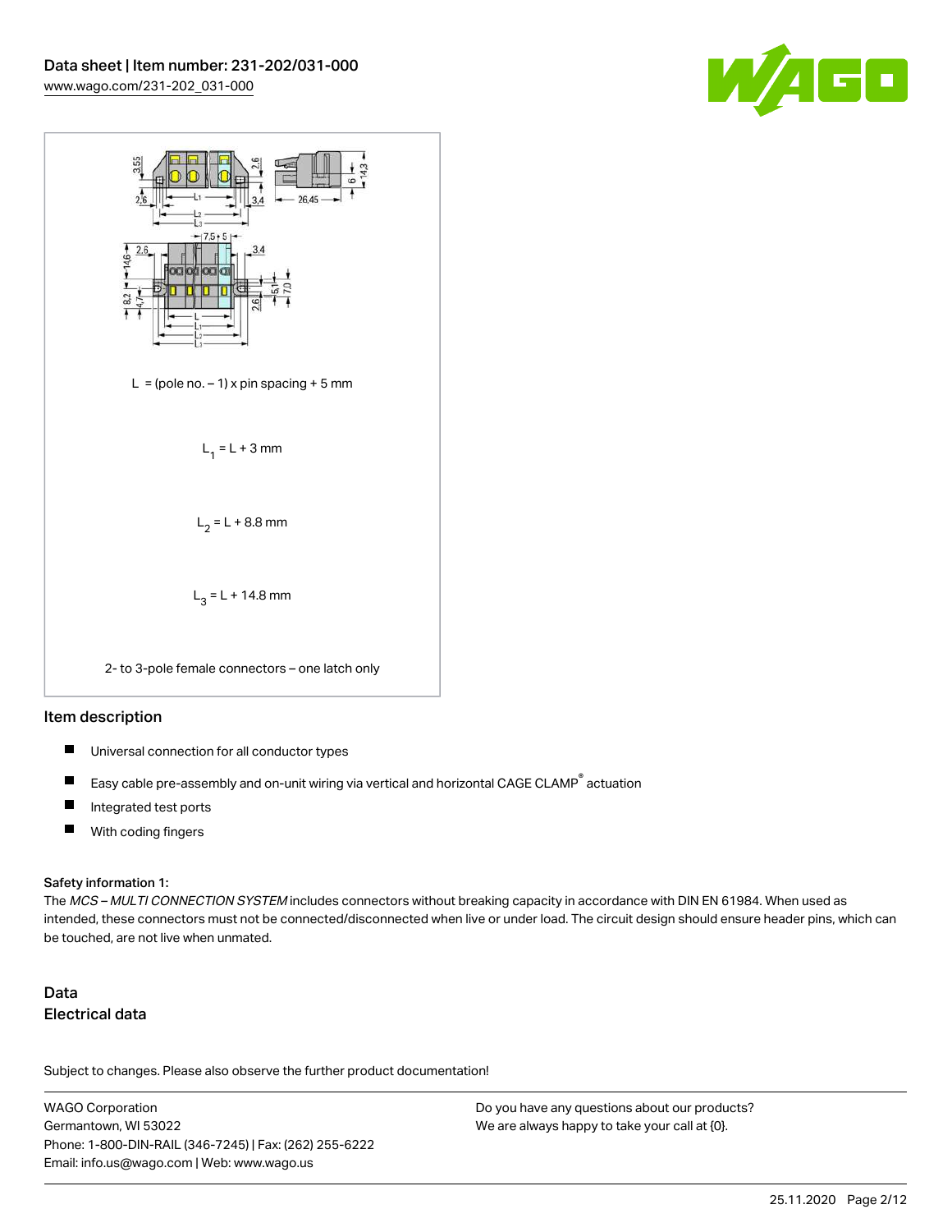$L$ = (pole no. – 1) x pin spacing + 5 mm

$L_1 = L + 3$ mm

$L_2 = L + 8.8$ mm

$L_3 = L + 14.8$ mm

2- to 3-pole female connectors – one latch only

## Item description

- Universal connection for all conductor types
- Easy cable pre-assembly and on-unit wiring via vertical and horizontal CAGE CLAMP® actuation
- Integrated test ports
- With coding fingers

**Safety information 1:**
The *MCS – MULTI CONNECTION SYSTEM* includes connectors without breaking capacity in accordance with DIN EN 61984. When used as intended, these connectors must not be connected/disconnected when live or under load. The circuit design should ensure header pins, which can be touched, are not live when unmated.

## Data

### Electrical data

Subject to changes. Please also observe the further product documentation!

WAGO Corporation
Germantown, WI 53022
Phone: 1-800-DIN-RAIL (346-7245) | Fax: (262) 255-6222
Email: info.us@wago.com | Web: www.wago.us

Do you have any questions about our products?
We are always happy to take your call at {0}.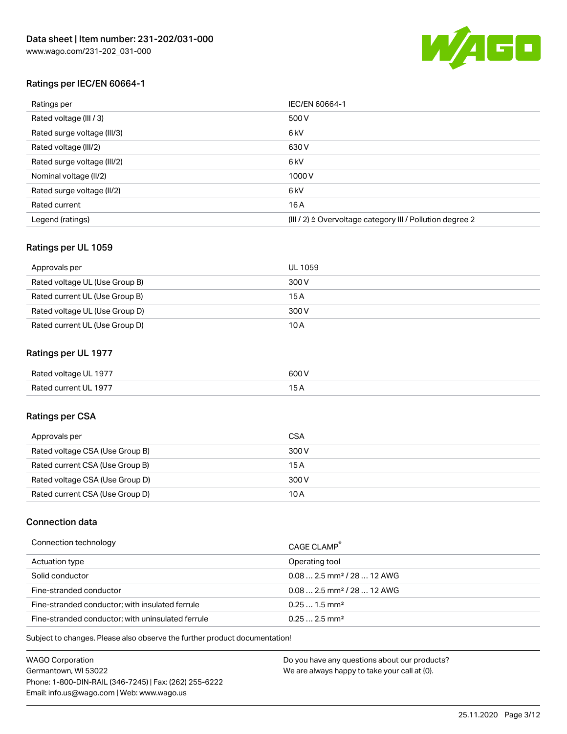## Ratings per IEC/EN 60664-1

| Ratings per | IEC/EN 60664-1 |
| --- | --- |
| Rated voltage (III / 3) | 500 V |
| Rated surge voltage (III/3) | 6 kV |
| Rated voltage (III/2) | 630 V |
| Rated surge voltage (III/2) | 6 kV |
| Nominal voltage (II/2) | 1000 V |
| Rated surge voltage (II/2) | 6 kV |
| Rated current | 16 A |
| Legend (ratings) | (III / 2) ≙ Overvoltage category III / Pollution degree 2 |

## Ratings per UL 1059

| Approvals per | UL 1059 |
| --- | --- |
| Rated voltage UL (Use Group B) | 300 V |
| Rated current UL (Use Group B) | 15 A |
| Rated voltage UL (Use Group D) | 300 V |
| Rated current UL (Use Group D) | 10 A |

## Ratings per UL 1977

| | |
| --- | --- |
| Rated voltage UL 1977 | 600 V |
| Rated current UL 1977 | 15 A |

## Ratings per CSA

| Approvals per | CSA |
| --- | --- |
| Rated voltage CSA (Use Group B) | 300 V |
| Rated current CSA (Use Group B) | 15 A |
| Rated voltage CSA (Use Group D) | 300 V |
| Rated current CSA (Use Group D) | 10 A |

## Connection data

| Connection technology | CAGE CLAMP® |
| --- | --- |
| Actuation type | Operating tool |
| Solid conductor | 0.08 … 2.5 mm² / 28 … 12 AWG |
| Fine-stranded conductor | 0.08 … 2.5 mm² / 28 … 12 AWG |
| Fine-stranded conductor; with insulated ferrule | 0.25 … 1.5 mm² |
| Fine-stranded conductor; with uninsulated ferrule | 0.25 … 2.5 mm² |

Subject to changes. Please also observe the further product documentation!

WAGO Corporation
Germantown, WI 53022
Phone: 1-800-DIN-RAIL (346-7245) | Fax: (262) 255-6222
Email: info.us@wago.com | Web: www.wago.us

Do you have any questions about our products?
We are always happy to take your call at {0}.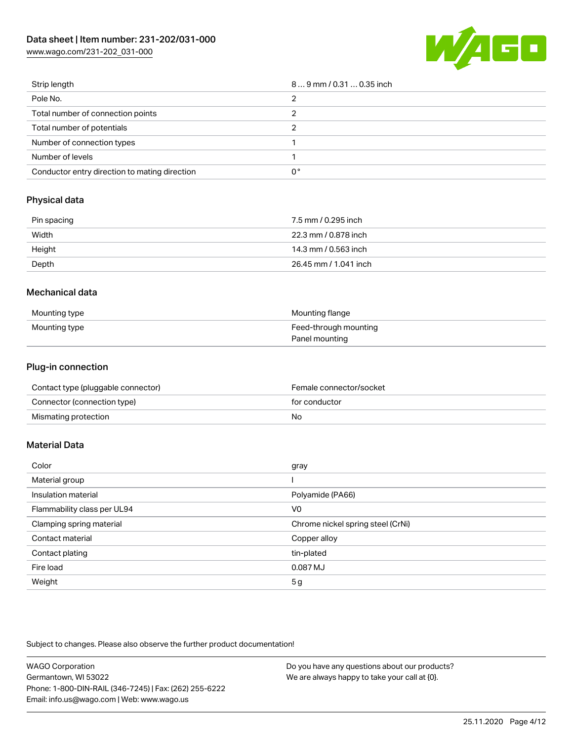| | |
|---|---|
| Strip length | 8 … 9 mm / 0.31 … 0.35 inch |
| Pole No. | 2 |
| Total number of connection points | 2 |
| Total number of potentials | 2 |
| Number of connection types | 1 |
| Number of levels | 1 |
| Conductor entry direction to mating direction | 0 ° |

## Physical data

| | |
|---|---|
| Pin spacing | 7.5 mm / 0.295 inch |
| Width | 22.3 mm / 0.878 inch |
| Height | 14.3 mm / 0.563 inch |
| Depth | 26.45 mm / 1.041 inch |

## Mechanical data

| | |
|---|---|
| Mounting type | Mounting flange |
| Mounting type | Feed-through mounting<br>Panel mounting |

## Plug-in connection

| | |
|---|---|
| Contact type (pluggable connector) | Female connector/socket |
| Connector (connection type) | for conductor |
| Mismating protection | No |

## Material Data

| | |
|---|---|
| Color | gray |
| Material group | I |
| Insulation material | Polyamide (PA66) |
| Flammability class per UL94 | V0 |
| Clamping spring material | Chrome nickel spring steel (CrNi) |
| Contact material | Copper alloy |
| Contact plating | tin-plated |
| Fire load | 0.087 MJ |
| Weight | 5 g |

Subject to changes. Please also observe the further product documentation!

WAGO Corporation
Germantown, WI 53022
Phone: 1-800-DIN-RAIL (346-7245) | Fax: (262) 255-6222
Email: info.us@wago.com | Web: www.wago.us

Do you have any questions about our products?
We are always happy to take your call at {0}.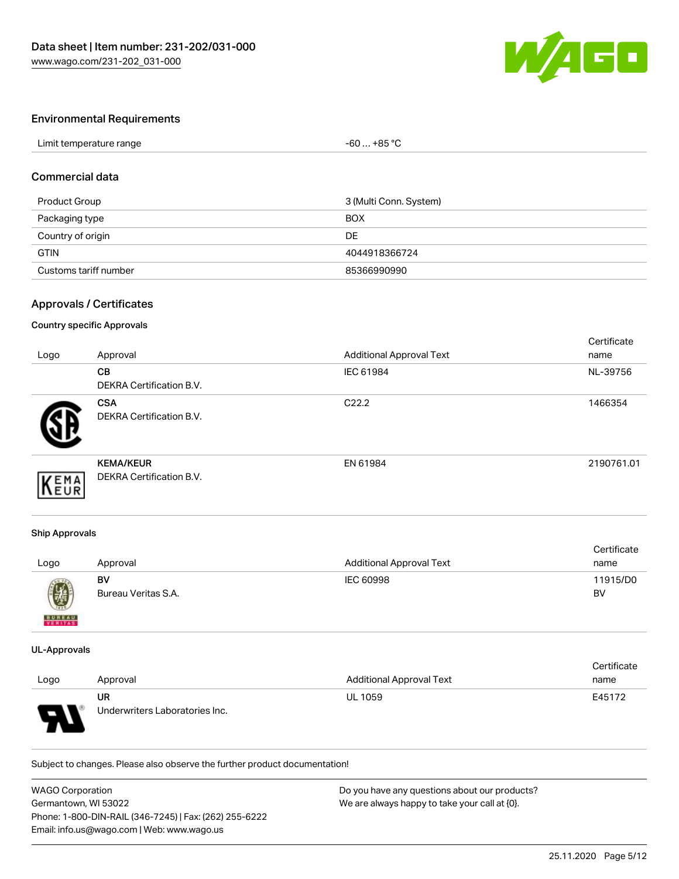## Environmental Requirements

| | |
|---|---|
| Limit temperature range | -60 … +85 °C |

## Commercial data

| | |
|---|---|
| Product Group | 3 (Multi Conn. System) |
| Packaging type | BOX |
| Country of origin | DE |
| GTIN | 4044918366724 |
| Customs tariff number | 85366990990 |

## Approvals / Certificates

### Country specific Approvals

| Logo | Approval | Additional Approval Text | Certificate name |
|---|---|---|---|
| | **CB** DEKRA Certification B.V. | IEC 61984 | NL-39756 |
| | **CSA** DEKRA Certification B.V. | C22.2 | 1466354 |
| | **KEMA/KEUR** DEKRA Certification B.V. | EN 61984 | 2190761.01 |

### Ship Approvals

| Logo | Approval | Additional Approval Text | Certificate name |
|---|---|---|---|
| | **BV** Bureau Veritas S.A. | IEC 60998 | 11915/D0 BV |

### UL-Approvals

| Logo | Approval | Additional Approval Text | Certificate name |
|---|---|---|---|
| | **UR** Underwriters Laboratories Inc. | UL 1059 | E45172 |

Subject to changes. Please also observe the further product documentation!

WAGO Corporation
Germantown, WI 53022
Phone: 1-800-DIN-RAIL (346-7245) | Fax: (262) 255-6222
Email: info.us@wago.com | Web: www.wago.us

Do you have any questions about our products?
We are always happy to take your call at {0}.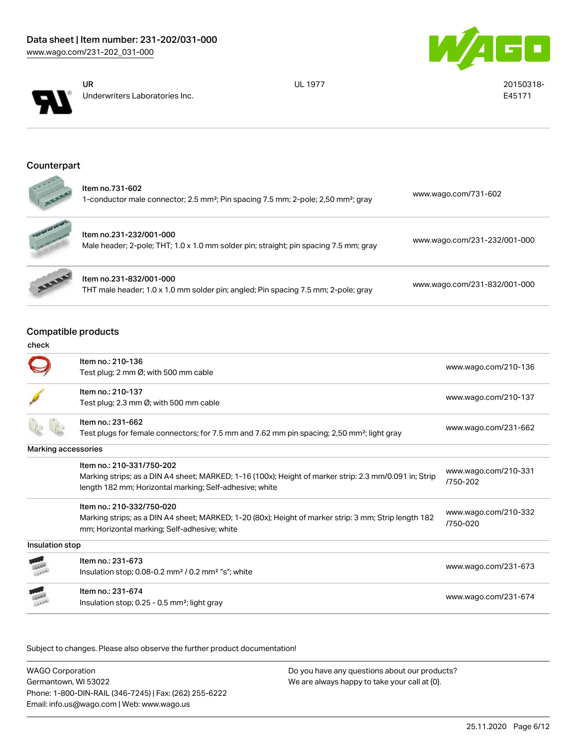| | | | |
|---|---|---|---|
| | UR<br>Underwriters Laboratories Inc. | UL 1977 | 20150318-<br>E45171 |

## Counterpart

| Item | Link |
|---|---|
| Item no.731-602<br>1-conductor male connector; 2.5 mm²; Pin spacing 7.5 mm; 2-pole; 2,50 mm²; gray | www.wago.com/731-602 |
| Item no.231-232/001-000<br>Male header; 2-pole; THT; 1.0 x 1.0 mm solder pin; straight; pin spacing 7.5 mm; gray | www.wago.com/231-232/001-000 |
| Item no.231-832/001-000<br>THT male header; 1.0 x 1.0 mm solder pin; angled; Pin spacing 7.5 mm; 2-pole; gray | www.wago.com/231-832/001-000 |

## Compatible products

| Item | Link |
|---|---|
| **check** | |
| Item no.: 210-136<br>Test plug; 2 mm Ø; with 500 mm cable | www.wago.com/210-136 |
| Item no.: 210-137<br>Test plug; 2.3 mm Ø; with 500 mm cable | www.wago.com/210-137 |
| Item no.: 231-662<br>Test plugs for female connectors; for 7.5 mm and 7.62 mm pin spacing; 2,50 mm²; light gray | www.wago.com/231-662 |
| **Marking accessories** | |
| Item no.: 210-331/750-202<br>Marking strips; as a DIN A4 sheet; MARKED; 1-16 (100x); Height of marker strip: 2.3 mm/0.091 in; Strip length 182 mm; Horizontal marking; Self-adhesive; white | www.wago.com/210-331/750-202 |
| Item no.: 210-332/750-020<br>Marking strips; as a DIN A4 sheet; MARKED; 1-20 (80x); Height of marker strip: 3 mm; Strip length 182 mm; Horizontal marking; Self-adhesive; white | www.wago.com/210-332/750-020 |
| **Insulation stop** | |
| Item no.: 231-673<br>Insulation stop; 0.08-0.2 mm² / 0.2 mm² "s"; white | www.wago.com/231-673 |
| Item no.: 231-674<br>Insulation stop; 0.25 - 0.5 mm²; light gray | www.wago.com/231-674 |

Subject to changes. Please also observe the further product documentation!

WAGO Corporation
Germantown, WI 53022
Phone: 1-800-DIN-RAIL (346-7245) | Fax: (262) 255-6222
Email: info.us@wago.com | Web: www.wago.us

Do you have any questions about our products?
We are always happy to take your call at {0}.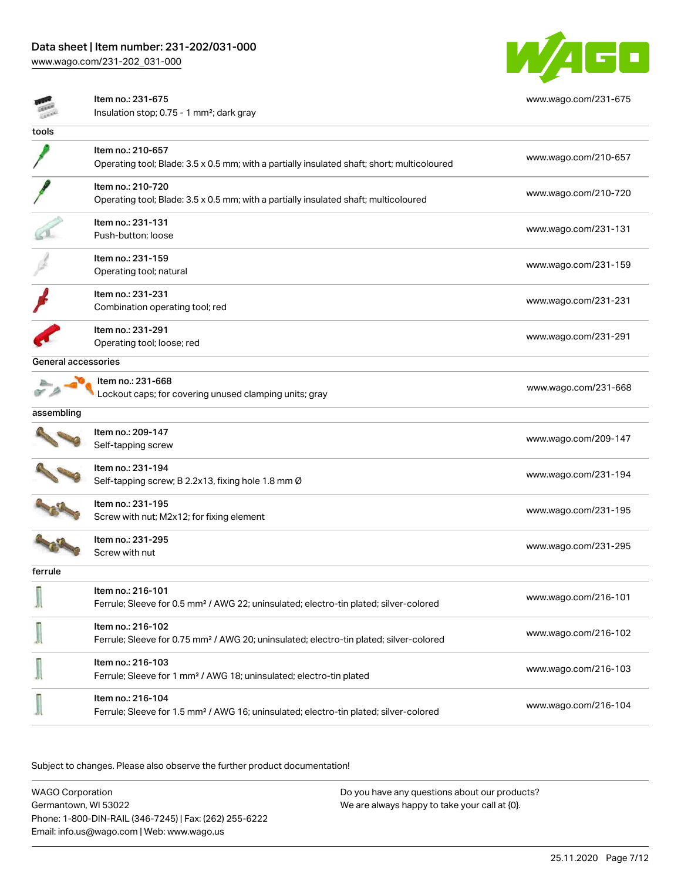| Item | Link |
| --- | --- |
| Item no.: 231-675<br>Insulation stop; 0.75 - 1 mm²; dark gray | www.wago.com/231-675 |

**tools**

| Item | Link |
| --- | --- |
| Item no.: 210-657<br>Operating tool; Blade: 3.5 x 0.5 mm; with a partially insulated shaft; short; multicoloured | www.wago.com/210-657 |
| Item no.: 210-720<br>Operating tool; Blade: 3.5 x 0.5 mm; with a partially insulated shaft; multicoloured | www.wago.com/210-720 |
| Item no.: 231-131<br>Push-button; loose | www.wago.com/231-131 |
| Item no.: 231-159<br>Operating tool; natural | www.wago.com/231-159 |
| Item no.: 231-231<br>Combination operating tool; red | www.wago.com/231-231 |
| Item no.: 231-291<br>Operating tool; loose; red | www.wago.com/231-291 |

**General accessories**

| Item | Link |
| --- | --- |
| Item no.: 231-668<br>Lockout caps; for covering unused clamping units; gray | www.wago.com/231-668 |

**assembling**

| Item | Link |
| --- | --- |
| Item no.: 209-147<br>Self-tapping screw | www.wago.com/209-147 |
| Item no.: 231-194<br>Self-tapping screw; B 2.2x13, fixing hole 1.8 mm Ø | www.wago.com/231-194 |
| Item no.: 231-195<br>Screw with nut; M2x12; for fixing element | www.wago.com/231-195 |
| Item no.: 231-295<br>Screw with nut | www.wago.com/231-295 |

**ferrule**

| Item | Link |
| --- | --- |
| Item no.: 216-101<br>Ferrule; Sleeve for 0.5 mm² / AWG 22; uninsulated; electro-tin plated; silver-colored | www.wago.com/216-101 |
| Item no.: 216-102<br>Ferrule; Sleeve for 0.75 mm² / AWG 20; uninsulated; electro-tin plated; silver-colored | www.wago.com/216-102 |
| Item no.: 216-103<br>Ferrule; Sleeve for 1 mm² / AWG 18; uninsulated; electro-tin plated | www.wago.com/216-103 |
| Item no.: 216-104<br>Ferrule; Sleeve for 1.5 mm² / AWG 16; uninsulated; electro-tin plated; silver-colored | www.wago.com/216-104 |

Subject to changes. Please also observe the further product documentation!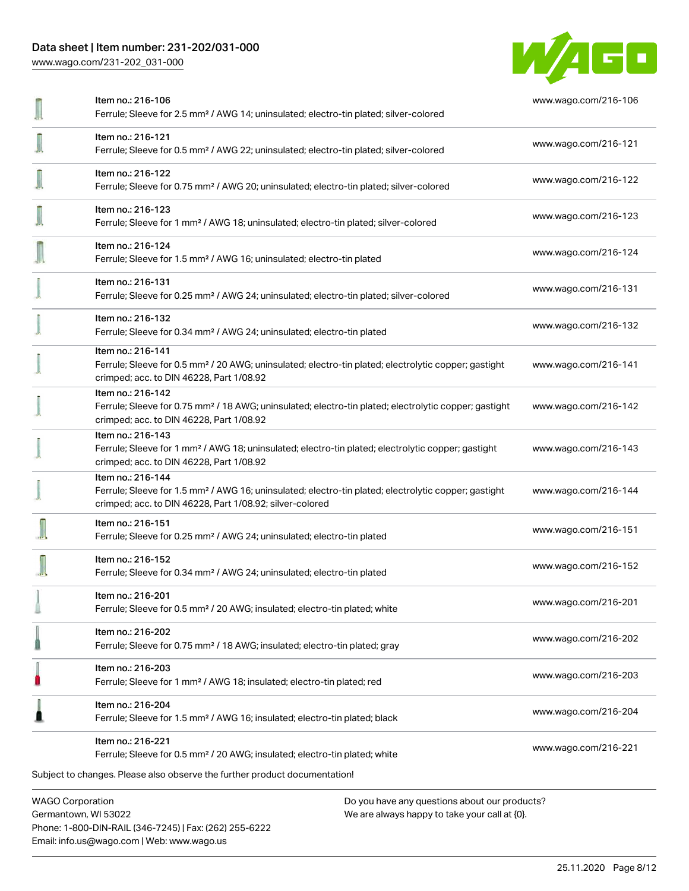| Item | Link |
|---|---|
| Item no.: 216-106<br>Ferrule; Sleeve for 2.5 mm² / AWG 14; uninsulated; electro-tin plated; silver-colored | www.wago.com/216-106 |
| Item no.: 216-121<br>Ferrule; Sleeve for 0.5 mm² / AWG 22; uninsulated; electro-tin plated; silver-colored | www.wago.com/216-121 |
| Item no.: 216-122<br>Ferrule; Sleeve for 0.75 mm² / AWG 20; uninsulated; electro-tin plated; silver-colored | www.wago.com/216-122 |
| Item no.: 216-123<br>Ferrule; Sleeve for 1 mm² / AWG 18; uninsulated; electro-tin plated; silver-colored | www.wago.com/216-123 |
| Item no.: 216-124<br>Ferrule; Sleeve for 1.5 mm² / AWG 16; uninsulated; electro-tin plated | www.wago.com/216-124 |
| Item no.: 216-131<br>Ferrule; Sleeve for 0.25 mm² / AWG 24; uninsulated; electro-tin plated; silver-colored | www.wago.com/216-131 |
| Item no.: 216-132<br>Ferrule; Sleeve for 0.34 mm² / AWG 24; uninsulated; electro-tin plated | www.wago.com/216-132 |
| Item no.: 216-141<br>Ferrule; Sleeve for 0.5 mm² / 20 AWG; uninsulated; electro-tin plated; electrolytic copper; gastight crimped; acc. to DIN 46228, Part 1/08.92 | www.wago.com/216-141 |
| Item no.: 216-142<br>Ferrule; Sleeve for 0.75 mm² / 18 AWG; uninsulated; electro-tin plated; electrolytic copper; gastight crimped; acc. to DIN 46228, Part 1/08.92 | www.wago.com/216-142 |
| Item no.: 216-143<br>Ferrule; Sleeve for 1 mm² / AWG 18; uninsulated; electro-tin plated; electrolytic copper; gastight crimped; acc. to DIN 46228, Part 1/08.92 | www.wago.com/216-143 |
| Item no.: 216-144<br>Ferrule; Sleeve for 1.5 mm² / AWG 16; uninsulated; electro-tin plated; electrolytic copper; gastight crimped; acc. to DIN 46228, Part 1/08.92; silver-colored | www.wago.com/216-144 |
| Item no.: 216-151<br>Ferrule; Sleeve for 0.25 mm² / AWG 24; uninsulated; electro-tin plated | www.wago.com/216-151 |
| Item no.: 216-152<br>Ferrule; Sleeve for 0.34 mm² / AWG 24; uninsulated; electro-tin plated | www.wago.com/216-152 |
| Item no.: 216-201<br>Ferrule; Sleeve for 0.5 mm² / 20 AWG; insulated; electro-tin plated; white | www.wago.com/216-201 |
| Item no.: 216-202<br>Ferrule; Sleeve for 0.75 mm² / 18 AWG; insulated; electro-tin plated; gray | www.wago.com/216-202 |
| Item no.: 216-203<br>Ferrule; Sleeve for 1 mm² / AWG 18; insulated; electro-tin plated; red | www.wago.com/216-203 |
| Item no.: 216-204<br>Ferrule; Sleeve for 1.5 mm² / AWG 16; insulated; electro-tin plated; black | www.wago.com/216-204 |
| Item no.: 216-221<br>Ferrule; Sleeve for 0.5 mm² / 20 AWG; insulated; electro-tin plated; white | www.wago.com/216-221 |

Subject to changes. Please also observe the further product documentation!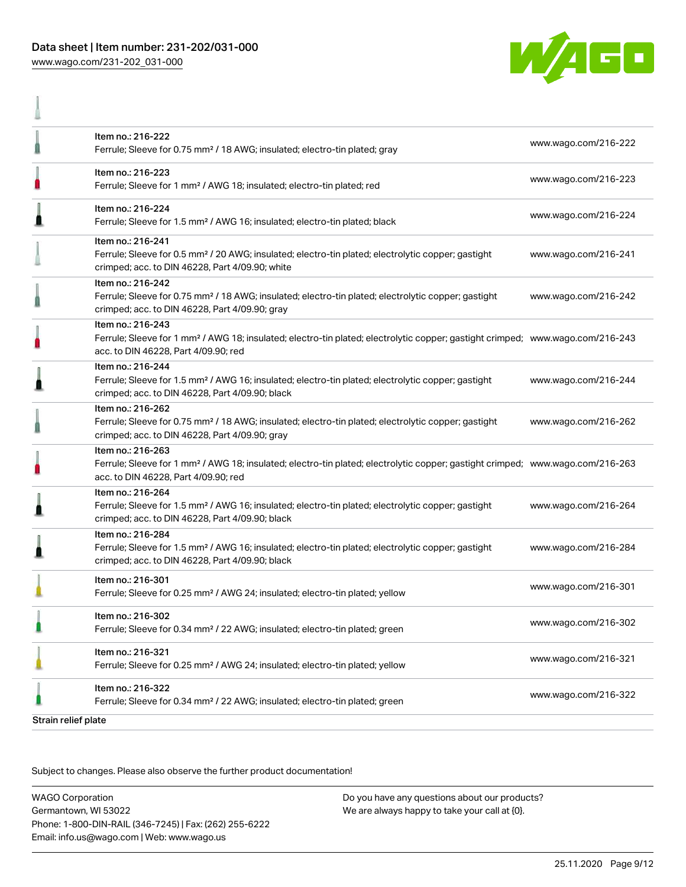| Item | URL |
| --- | --- |
| Item no.: 216-222<br>Ferrule; Sleeve for 0.75 mm² / 18 AWG; insulated; electro-tin plated; gray | www.wago.com/216-222 |
| Item no.: 216-223<br>Ferrule; Sleeve for 1 mm² / AWG 18; insulated; electro-tin plated; red | www.wago.com/216-223 |
| Item no.: 216-224<br>Ferrule; Sleeve for 1.5 mm² / AWG 16; insulated; electro-tin plated; black | www.wago.com/216-224 |
| Item no.: 216-241<br>Ferrule; Sleeve for 0.5 mm² / 20 AWG; insulated; electro-tin plated; electrolytic copper; gastight crimped; acc. to DIN 46228, Part 4/09.90; white | www.wago.com/216-241 |
| Item no.: 216-242<br>Ferrule; Sleeve for 0.75 mm² / 18 AWG; insulated; electro-tin plated; electrolytic copper; gastight crimped; acc. to DIN 46228, Part 4/09.90; gray | www.wago.com/216-242 |
| Item no.: 216-243<br>Ferrule; Sleeve for 1 mm² / AWG 18; insulated; electro-tin plated; electrolytic copper; gastight crimped; acc. to DIN 46228, Part 4/09.90; red | www.wago.com/216-243 |
| Item no.: 216-244<br>Ferrule; Sleeve for 1.5 mm² / AWG 16; insulated; electro-tin plated; electrolytic copper; gastight crimped; acc. to DIN 46228, Part 4/09.90; black | www.wago.com/216-244 |
| Item no.: 216-262<br>Ferrule; Sleeve for 0.75 mm² / 18 AWG; insulated; electro-tin plated; electrolytic copper; gastight crimped; acc. to DIN 46228, Part 4/09.90; gray | www.wago.com/216-262 |
| Item no.: 216-263<br>Ferrule; Sleeve for 1 mm² / AWG 18; insulated; electro-tin plated; electrolytic copper; gastight crimped; acc. to DIN 46228, Part 4/09.90; red | www.wago.com/216-263 |
| Item no.: 216-264<br>Ferrule; Sleeve for 1.5 mm² / AWG 16; insulated; electro-tin plated; electrolytic copper; gastight crimped; acc. to DIN 46228, Part 4/09.90; black | www.wago.com/216-264 |
| Item no.: 216-284<br>Ferrule; Sleeve for 1.5 mm² / AWG 16; insulated; electro-tin plated; electrolytic copper; gastight crimped; acc. to DIN 46228, Part 4/09.90; black | www.wago.com/216-284 |
| Item no.: 216-301<br>Ferrule; Sleeve for 0.25 mm² / AWG 24; insulated; electro-tin plated; yellow | www.wago.com/216-301 |
| Item no.: 216-302<br>Ferrule; Sleeve for 0.34 mm² / 22 AWG; insulated; electro-tin plated; green | www.wago.com/216-302 |
| Item no.: 216-321<br>Ferrule; Sleeve for 0.25 mm² / AWG 24; insulated; electro-tin plated; yellow | www.wago.com/216-321 |
| Item no.: 216-322<br>Ferrule; Sleeve for 0.34 mm² / 22 AWG; insulated; electro-tin plated; green | www.wago.com/216-322 |

**Strain relief plate**

Subject to changes. Please also observe the further product documentation!

WAGO Corporation
Germantown, WI 53022
Phone: 1-800-DIN-RAIL (346-7245) | Fax: (262) 255-6222
Email: info.us@wago.com | Web: www.wago.us

Do you have any questions about our products?
We are always happy to take your call at {0}.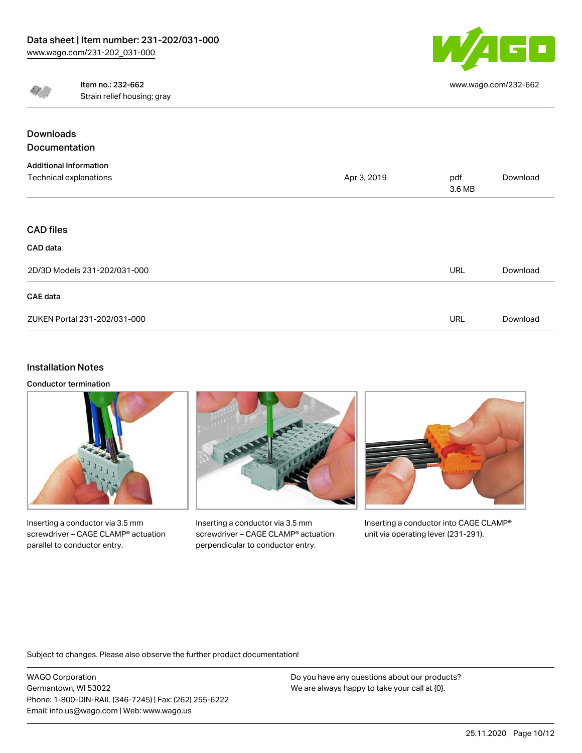Item no.: 232-662
Strain relief housing; gray

www.wago.com/232-662

## Downloads

### Documentation

**Additional Information**

| | | | |
|---|---|---|---|
| Technical explanations | Apr 3, 2019 | pdf 3.6 MB | Download |

### CAD files

**CAD data**

| | | |
|---|---|---|
| 2D/3D Models 231-202/031-000 | URL | Download |

**CAE data**

| | | |
|---|---|---|
| ZUKEN Portal 231-202/031-000 | URL | Download |

## Installation Notes

**Conductor termination**

Inserting a conductor via 3.5 mm screwdriver – CAGE CLAMP® actuation parallel to conductor entry.

Inserting a conductor via 3.5 mm screwdriver – CAGE CLAMP® actuation perpendicular to conductor entry.

Inserting a conductor into CAGE CLAMP® unit via operating lever (231-291).

Subject to changes. Please also observe the further product documentation!

WAGO Corporation
Germantown, WI 53022
Phone: 1-800-DIN-RAIL (346-7245) | Fax: (262) 255-6222
Email: info.us@wago.com | Web: www.wago.us

Do you have any questions about our products?
We are always happy to take your call at {0}.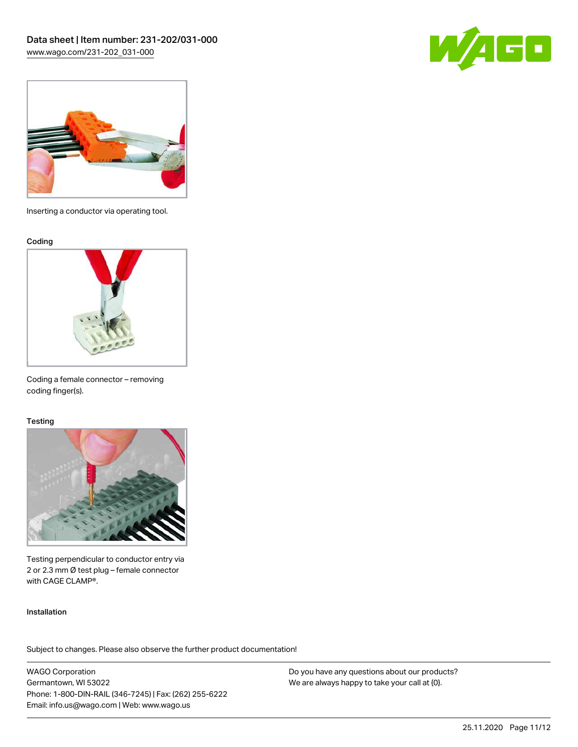Inserting a conductor via operating tool.

## Coding

Coding a female connector – removing coding finger(s).

## Testing

Testing perpendicular to conductor entry via 2 or 2.3 mm Ø test plug – female connector with CAGE CLAMP®.

## Installation

Subject to changes. Please also observe the further product documentation!

WAGO Corporation
Germantown, WI 53022
Phone: 1-800-DIN-RAIL (346-7245) | Fax: (262) 255-6222
Email: info.us@wago.com | Web: www.wago.us

Do you have any questions about our products?
We are always happy to take your call at {0}.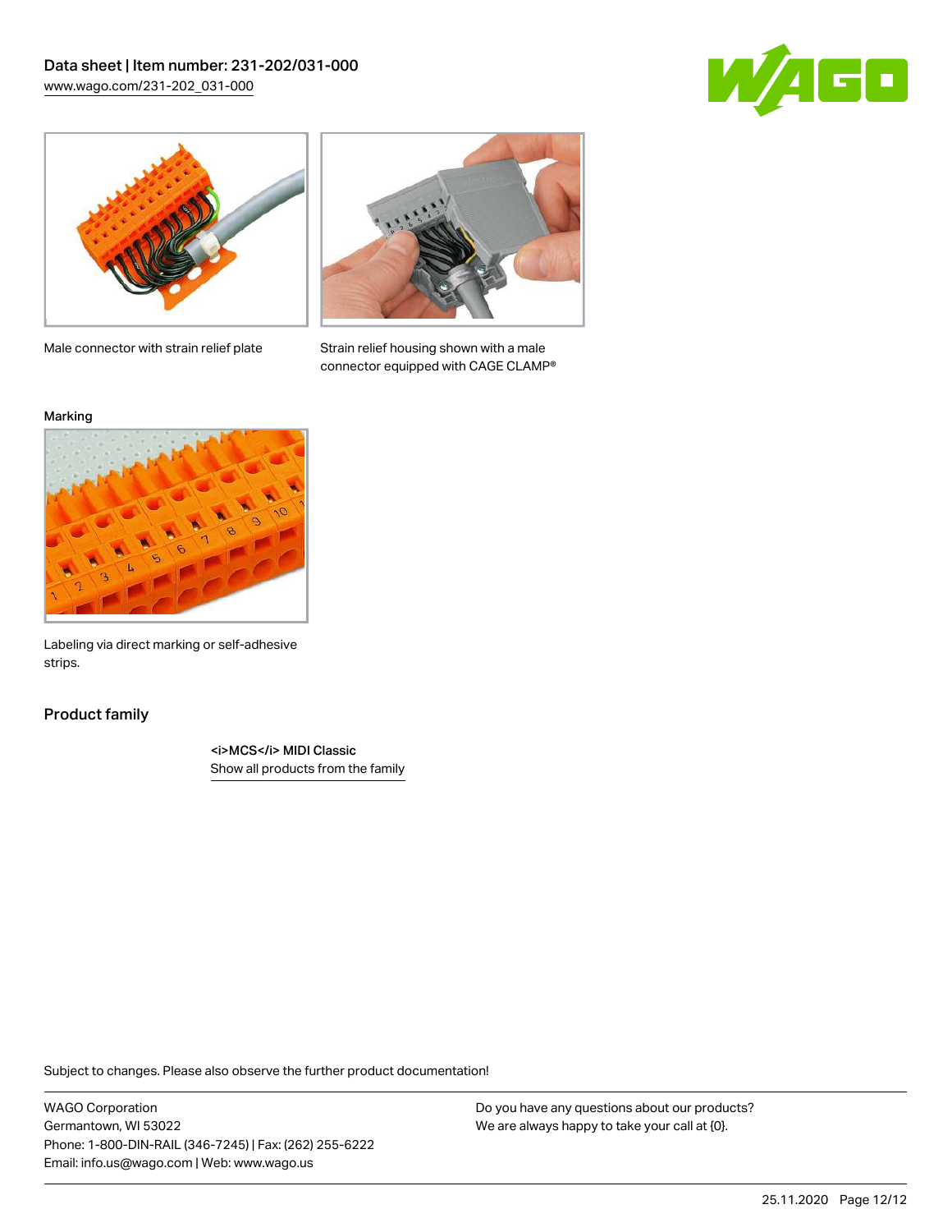Male connector with strain relief plate

Strain relief housing shown with a male connector equipped with CAGE CLAMP®

Marking

Labeling via direct marking or self-adhesive strips.

## Product family

<i>MCS</i> MIDI Classic
Show all products from the family

Subject to changes. Please also observe the further product documentation!

WAGO Corporation
Germantown, WI 53022
Phone: 1-800-DIN-RAIL (346-7245) | Fax: (262) 255-6222
Email: info.us@wago.com | Web: www.wago.us

Do you have any questions about our products?
We are always happy to take your call at {0}.